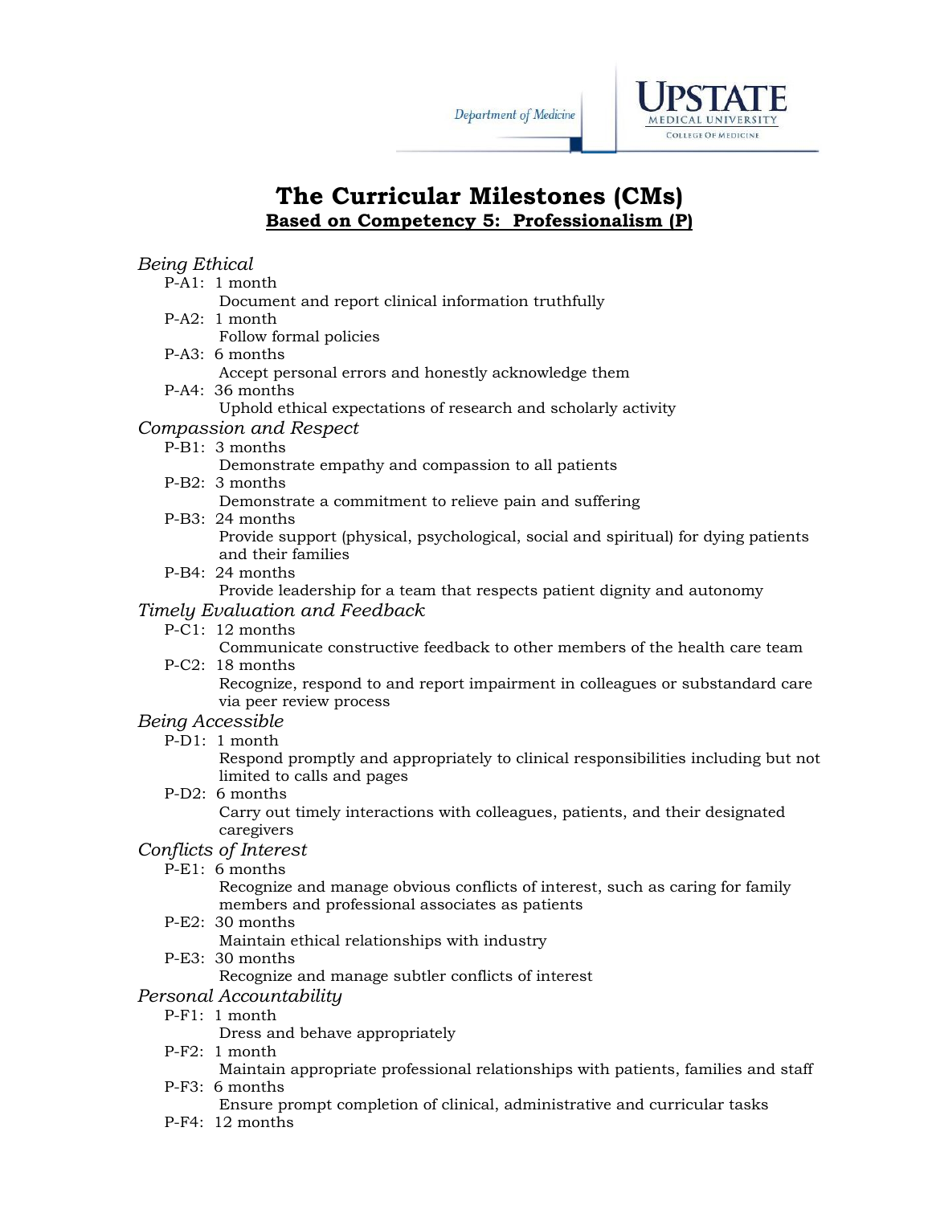# The Curricular Milestones (CMs)

## Based on Competency 5: Professionalism (P)

*Being Ethical*

- P-A1: 1 month
  - Document and report clinical information truthfully
- P-A2: 1 month
  - Follow formal policies
- P-A3: 6 months
  - Accept personal errors and honestly acknowledge them
- P-A4: 36 months
  - Uphold ethical expectations of research and scholarly activity

*Compassion and Respect*

- P-B1: 3 months
  - Demonstrate empathy and compassion to all patients
- P-B2: 3 months
  - Demonstrate a commitment to relieve pain and suffering
- P-B3: 24 months
  - Provide support (physical, psychological, social and spiritual) for dying patients and their families
- P-B4: 24 months
  - Provide leadership for a team that respects patient dignity and autonomy

*Timely Evaluation and Feedback*

- P-C1: 12 months
  - Communicate constructive feedback to other members of the health care team
- P-C2: 18 months
  - Recognize, respond to and report impairment in colleagues or substandard care via peer review process

*Being Accessible*

- P-D1: 1 month
  - Respond promptly and appropriately to clinical responsibilities including but not limited to calls and pages
- P-D2: 6 months
  - Carry out timely interactions with colleagues, patients, and their designated caregivers

*Conflicts of Interest*

- P-E1: 6 months
  - Recognize and manage obvious conflicts of interest, such as caring for family members and professional associates as patients
- P-E2: 30 months
  - Maintain ethical relationships with industry
- P-E3: 30 months
  - Recognize and manage subtler conflicts of interest

*Personal Accountability*

- P-F1: 1 month
  - Dress and behave appropriately
- P-F2: 1 month
  - Maintain appropriate professional relationships with patients, families and staff
- P-F3: 6 months
  - Ensure prompt completion of clinical, administrative and curricular tasks
- P-F4: 12 months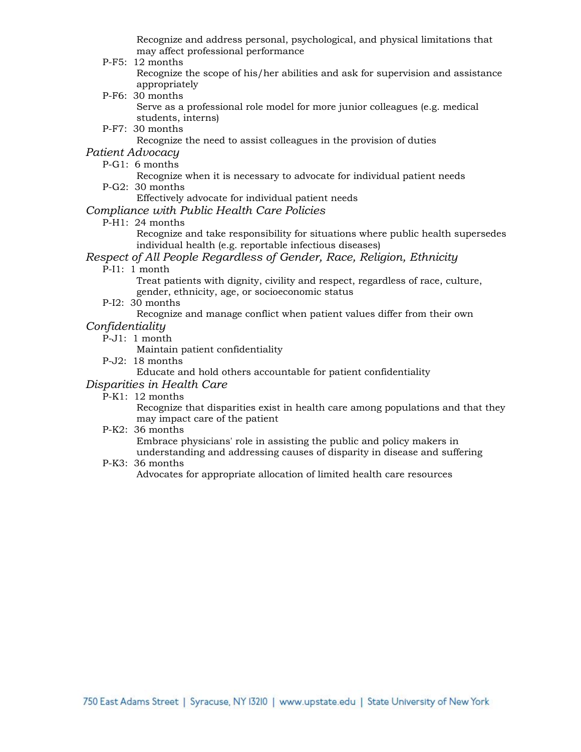Recognize and address personal, psychological, and physical limitations that may affect professional performance

- P-F5: 12 months
  - Recognize the scope of his/her abilities and ask for supervision and assistance appropriately
- P-F6: 30 months
  - Serve as a professional role model for more junior colleagues (e.g. medical students, interns)
- P-F7: 30 months
  - Recognize the need to assist colleagues in the provision of duties

*Patient Advocacy*

- P-G1: 6 months
  - Recognize when it is necessary to advocate for individual patient needs
- P-G2: 30 months
  - Effectively advocate for individual patient needs

*Compliance with Public Health Care Policies*

- P-H1: 24 months
  - Recognize and take responsibility for situations where public health supersedes individual health (e.g. reportable infectious diseases)

*Respect of All People Regardless of Gender, Race, Religion, Ethnicity*

- P-I1: 1 month
  - Treat patients with dignity, civility and respect, regardless of race, culture, gender, ethnicity, age, or socioeconomic status
- P-I2: 30 months
  - Recognize and manage conflict when patient values differ from their own

*Confidentiality*

- P-J1: 1 month
  - Maintain patient confidentiality
- P-J2: 18 months
  - Educate and hold others accountable for patient confidentiality

*Disparities in Health Care*

- P-K1: 12 months
  - Recognize that disparities exist in health care among populations and that they may impact care of the patient
- P-K2: 36 months
  - Embrace physicians' role in assisting the public and policy makers in understanding and addressing causes of disparity in disease and suffering
- P-K3: 36 months
  - Advocates for appropriate allocation of limited health care resources